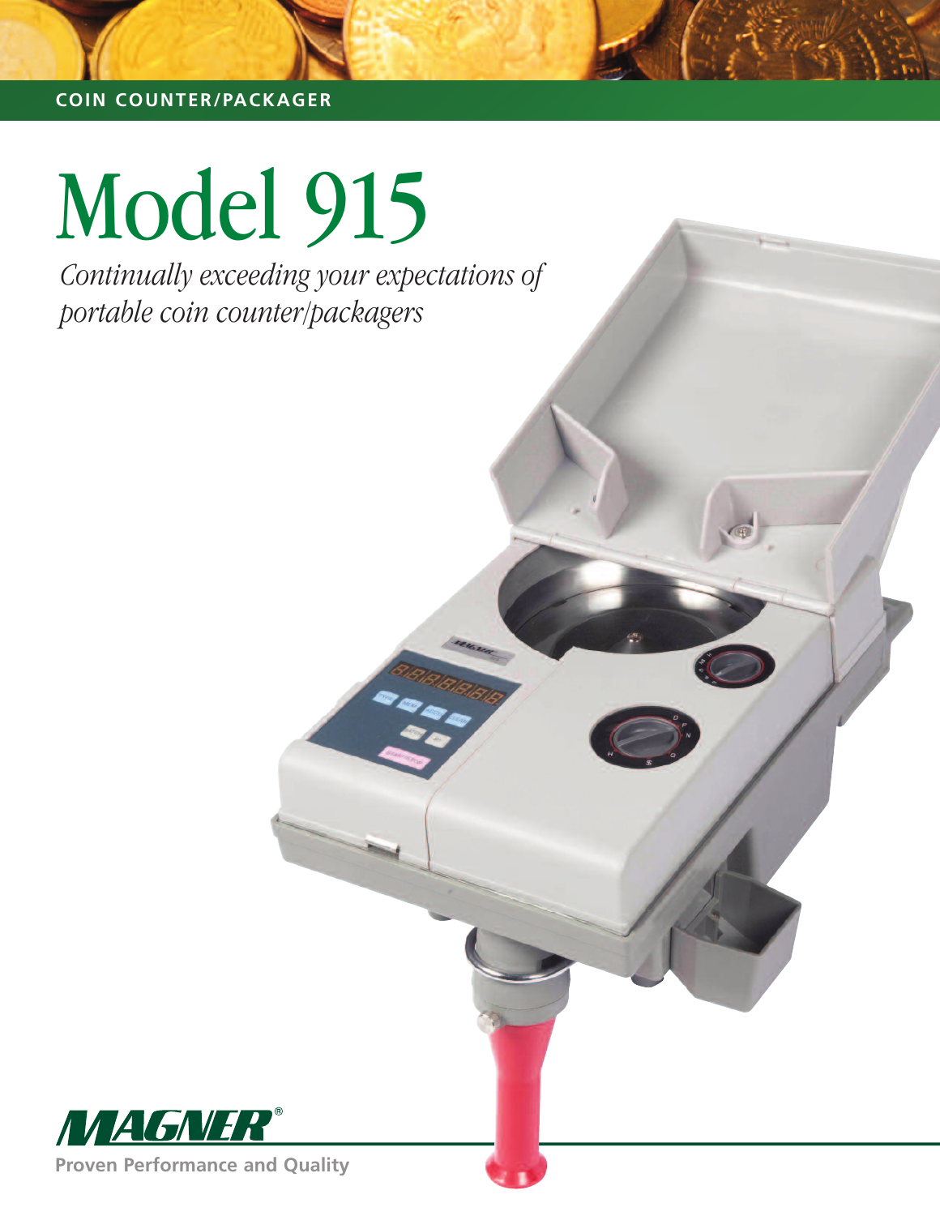COIN COUNTER/PACKAGER

# Model 915

*Continually exceeding your expectations of portable coin counter/packagers*

MAGNER®

Proven Performance and Quality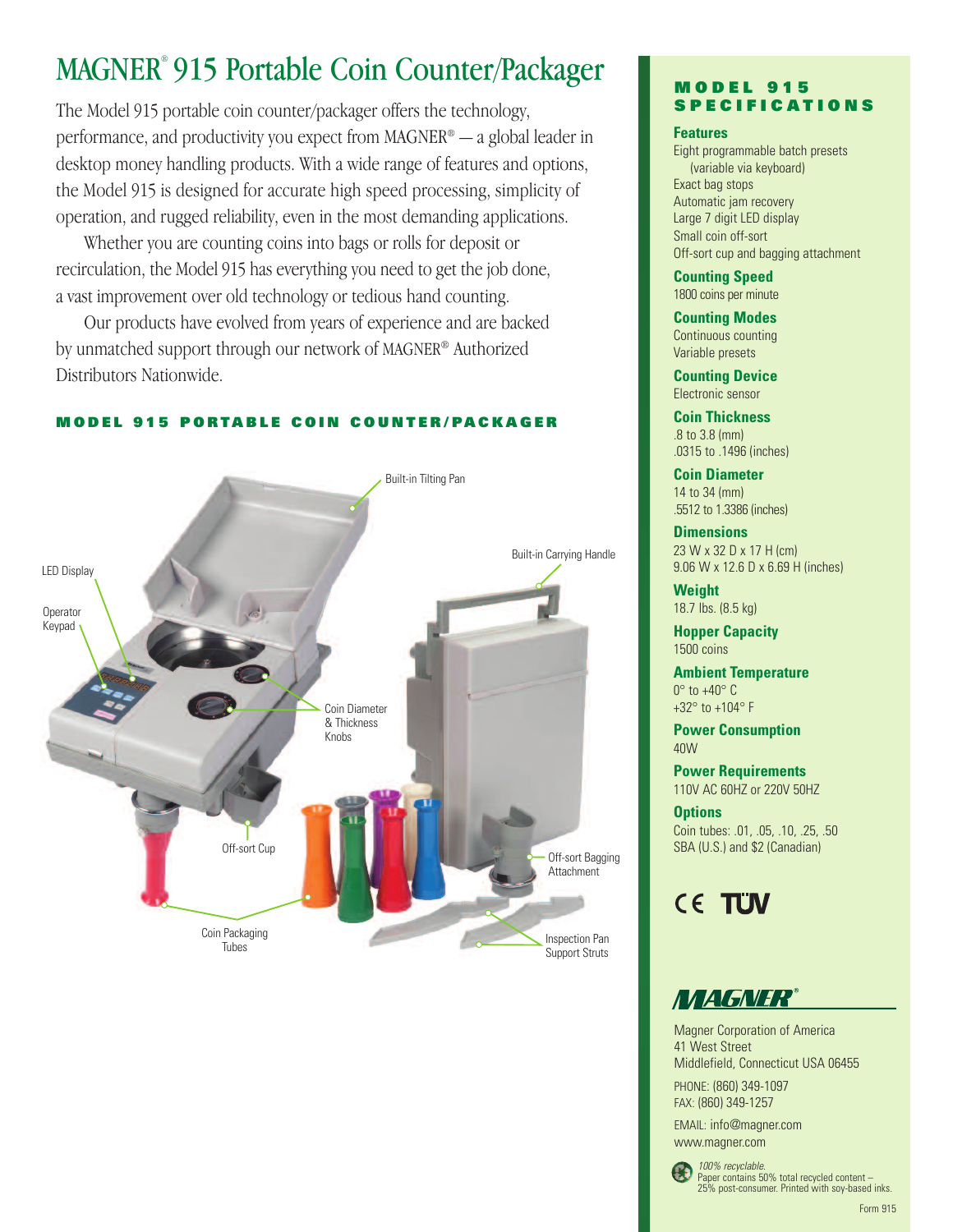# MAGNER® 915 Portable Coin Counter/Packager

The Model 915 portable coin counter/packager offers the technology, performance, and productivity you expect from MAGNER® — a global leader in desktop money handling products. With a wide range of features and options, the Model 915 is designed for accurate high speed processing, simplicity of operation, and rugged reliability, even in the most demanding applications.

Whether you are counting coins into bags or rolls for deposit or recirculation, the Model 915 has everything you need to get the job done, a vast improvement over old technology or tedious hand counting.

Our products have evolved from years of experience and are backed by unmatched support through our network of MAGNER® Authorized Distributors Nationwide.

## MODEL 915 PORTABLE COIN COUNTER/PACKAGER

Built-in Tilting Pan

Built-in Carrying Handle

LED Display

Operator Keypad

Coin Diameter & Thickness Knobs

Off-sort Cup

Off-sort Bagging Attachment

Coin Packaging Tubes

Inspection Pan Support Struts

## MODEL 915 SPECIFICATIONS

### Features
Eight programmable batch presets (variable via keyboard)
Exact bag stops
Automatic jam recovery
Large 7 digit LED display
Small coin off-sort
Off-sort cup and bagging attachment

### Counting Speed
1800 coins per minute

### Counting Modes
Continuous counting
Variable presets

### Counting Device
Electronic sensor

### Coin Thickness
.8 to 3.8 (mm)
.0315 to .1496 (inches)

### Coin Diameter
14 to 34 (mm)
.5512 to 1.3386 (inches)

### Dimensions
23 W x 32 D x 17 H (cm)
9.06 W x 12.6 D x 6.69 H (inches)

### Weight
18.7 lbs. (8.5 kg)

### Hopper Capacity
1500 coins

### Ambient Temperature
0° to +40° C
+32° to +104° F

### Power Consumption
40W

### Power Requirements
110V AC 60HZ or 220V 50HZ

### Options
Coin tubes: .01, .05, .10, .25, .50 SBA (U.S.) and $2 (Canadian)

CE TÜV

MAGNER®

Magner Corporation of America
41 West Street
Middlefield, Connecticut USA 06455

PHONE: (860) 349-1097
FAX: (860) 349-1257

EMAIL: info@magner.com
www.magner.com

*100% recyclable.*
Paper contains 50% total recycled content – 25% post-consumer. Printed with soy-based inks.

Form 915